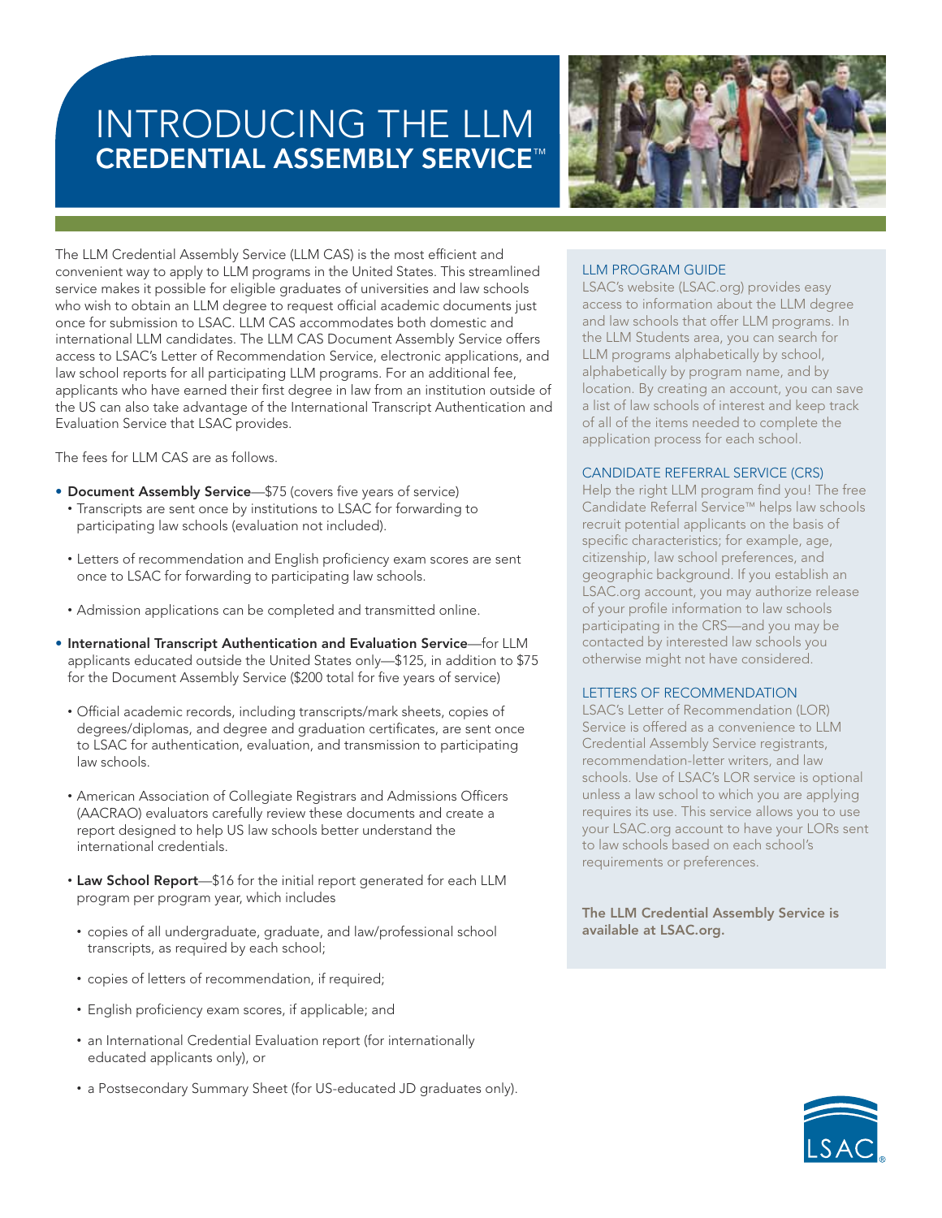# INTRODUCING THE LLM CREDENTIAL ASSEMBLY SERVICE™

The LLM Credential Assembly Service (LLM CAS) is the most efficient and convenient way to apply to LLM programs in the United States. This streamlined service makes it possible for eligible graduates of universities and law schools who wish to obtain an LLM degree to request official academic documents just once for submission to LSAC. LLM CAS accommodates both domestic and international LLM candidates. The LLM CAS Document Assembly Service offers access to LSAC's Letter of Recommendation Service, electronic applications, and law school reports for all participating LLM programs. For an additional fee, applicants who have earned their first degree in law from an institution outside of the US can also take advantage of the International Transcript Authentication and Evaluation Service that LSAC provides.

The fees for LLM CAS are as follows.

- **Document Assembly Service**—$75 (covers five years of service)
  - Transcripts are sent once by institutions to LSAC for forwarding to participating law schools (evaluation not included).
  - Letters of recommendation and English proficiency exam scores are sent once to LSAC for forwarding to participating law schools.
  - Admission applications can be completed and transmitted online.
- **International Transcript Authentication and Evaluation Service**—for LLM applicants educated outside the United States only—$125, in addition to $75 for the Document Assembly Service ($200 total for five years of service)
  - Official academic records, including transcripts/mark sheets, copies of degrees/diplomas, and degree and graduation certificates, are sent once to LSAC for authentication, evaluation, and transmission to participating law schools.
  - American Association of Collegiate Registrars and Admissions Officers (AACRAO) evaluators carefully review these documents and create a report designed to help US law schools better understand the international credentials.
  - **Law School Report**—$16 for the initial report generated for each LLM program per program year, which includes
    - copies of all undergraduate, graduate, and law/professional school transcripts, as required by each school;
    - copies of letters of recommendation, if required;
    - English proficiency exam scores, if applicable; and
    - an International Credential Evaluation report (for internationally educated applicants only), or
    - a Postsecondary Summary Sheet (for US-educated JD graduates only).

## LLM PROGRAM GUIDE

LSAC's website (LSAC.org) provides easy access to information about the LLM degree and law schools that offer LLM programs. In the LLM Students area, you can search for LLM programs alphabetically by school, alphabetically by program name, and by location. By creating an account, you can save a list of law schools of interest and keep track of all of the items needed to complete the application process for each school.

## CANDIDATE REFERRAL SERVICE (CRS)

Help the right LLM program find you! The free Candidate Referral Service™ helps law schools recruit potential applicants on the basis of specific characteristics; for example, age, citizenship, law school preferences, and geographic background. If you establish an LSAC.org account, you may authorize release of your profile information to law schools participating in the CRS—and you may be contacted by interested law schools you otherwise might not have considered.

## LETTERS OF RECOMMENDATION

LSAC's Letter of Recommendation (LOR) Service is offered as a convenience to LLM Credential Assembly Service registrants, recommendation-letter writers, and law schools. Use of LSAC's LOR service is optional unless a law school to which you are applying requires its use. This service allows you to use your LSAC.org account to have your LORs sent to law schools based on each school's requirements or preferences.

**The LLM Credential Assembly Service is available at LSAC.org.**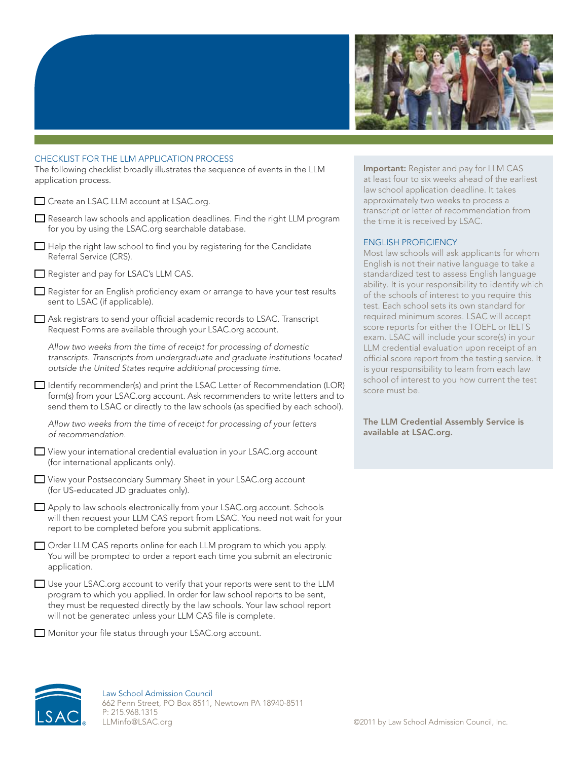## CHECKLIST FOR THE LLM APPLICATION PROCESS

The following checklist broadly illustrates the sequence of events in the LLM application process.

- ☐ Create an LSAC LLM account at LSAC.org.
- ☐ Research law schools and application deadlines. Find the right LLM program for you by using the LSAC.org searchable database.
- ☐ Help the right law school to find you by registering for the Candidate Referral Service (CRS).
- ☐ Register and pay for LSAC's LLM CAS.
- ☐ Register for an English proficiency exam or arrange to have your test results sent to LSAC (if applicable).
- ☐ Ask registrars to send your official academic records to LSAC. Transcript Request Forms are available through your LSAC.org account.

  *Allow two weeks from the time of receipt for processing of domestic transcripts. Transcripts from undergraduate and graduate institutions located outside the United States require additional processing time.*

- ☐ Identify recommender(s) and print the LSAC Letter of Recommendation (LOR) form(s) from your LSAC.org account. Ask recommenders to write letters and to send them to LSAC or directly to the law schools (as specified by each school).

  *Allow two weeks from the time of receipt for processing of your letters of recommendation.*

- ☐ View your international credential evaluation in your LSAC.org account (for international applicants only).
- ☐ View your Postsecondary Summary Sheet in your LSAC.org account (for US-educated JD graduates only).
- ☐ Apply to law schools electronically from your LSAC.org account. Schools will then request your LLM CAS report from LSAC. You need not wait for your report to be completed before you submit applications.
- ☐ Order LLM CAS reports online for each LLM program to which you apply. You will be prompted to order a report each time you submit an electronic application.
- ☐ Use your LSAC.org account to verify that your reports were sent to the LLM program to which you applied. In order for law school reports to be sent, they must be requested directly by the law schools. Your law school report will not be generated unless your LLM CAS file is complete.
- ☐ Monitor your file status through your LSAC.org account.

**Important:** Register and pay for LLM CAS at least four to six weeks ahead of the earliest law school application deadline. It takes approximately two weeks to process a transcript or letter of recommendation from the time it is received by LSAC.

## ENGLISH PROFICIENCY

Most law schools will ask applicants for whom English is not their native language to take a standardized test to assess English language ability. It is your responsibility to identify which of the schools of interest to you require this test. Each school sets its own standard for required minimum scores. LSAC will accept score reports for either the TOEFL or IELTS exam. LSAC will include your score(s) in your LLM credential evaluation upon receipt of an official score report from the testing service. It is your responsibility to learn from each law school of interest to you how current the test score must be.

**The LLM Credential Assembly Service is available at LSAC.org.**

Law School Admission Council
662 Penn Street, PO Box 8511, Newtown PA 18940-8511
P: 215.968.1315
LLMinfo@LSAC.org

©2011 by Law School Admission Council, Inc.